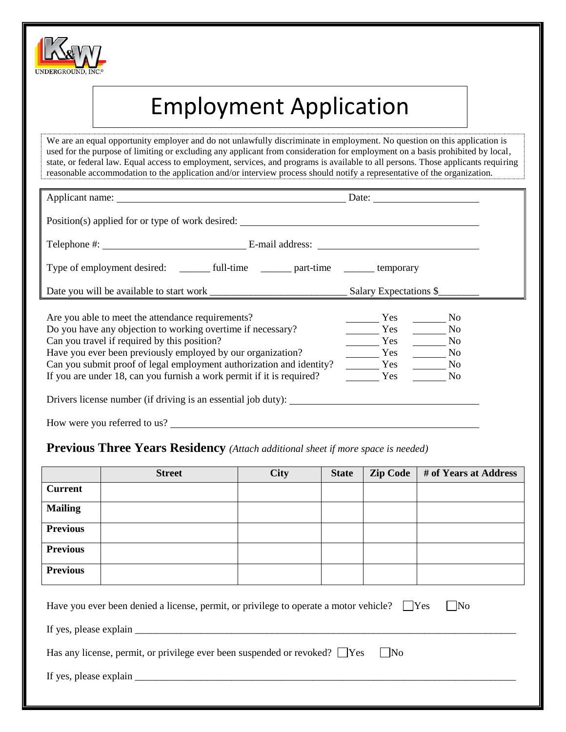K&W UNDERGROUND, INC.®

# Employment Application

We are an equal opportunity employer and do not unlawfully discriminate in employment. No question on this application is used for the purpose of limiting or excluding any applicant from consideration for employment on a basis prohibited by local, state, or federal law. Equal access to employment, services, and programs is available to all persons. Those applicants requiring reasonable accommodation to the application and/or interview process should notify a representative of the organization.

Applicant name: ______________________________ Date: ______________

Position(s) applied for or type of work desired: ______________________________

Telephone #: ____________________ E-mail address: ______________________

Type of employment desired: ______ full-time ______ part-time ______ temporary

Date you will be available to start work ____________________ Salary Expectations $________

Are you able to meet the attendance requirements? ______ Yes ______ No

Do you have any objection to working overtime if necessary? ______ Yes ______ No

Can you travel if required by this position? ______ Yes ______ No

Have you ever been previously employed by our organization? ______ Yes ______ No

Can you submit proof of legal employment authorization and identity? ______ Yes ______ No

If you are under 18, can you furnish a work permit if it is required? ______ Yes ______ No

Drivers license number (if driving is an essential job duty): ______________________________

How were you referred to us? ______________________________

## Previous Three Years Residency *(Attach additional sheet if more space is needed)*

| | Street | City | State | Zip Code | # of Years at Address |
|---|---|---|---|---|---|
| **Current** | | | | | |
| **Mailing** | | | | | |
| **Previous** | | | | | |
| **Previous** | | | | | |
| **Previous** | | | | | |

Have you ever been denied a license, permit, or privilege to operate a motor vehicle? ☐Yes ☐No

If yes, please explain ______________________________________________________________

Has any license, permit, or privilege ever been suspended or revoked? ☐Yes ☐No

If yes, please explain ______________________________________________________________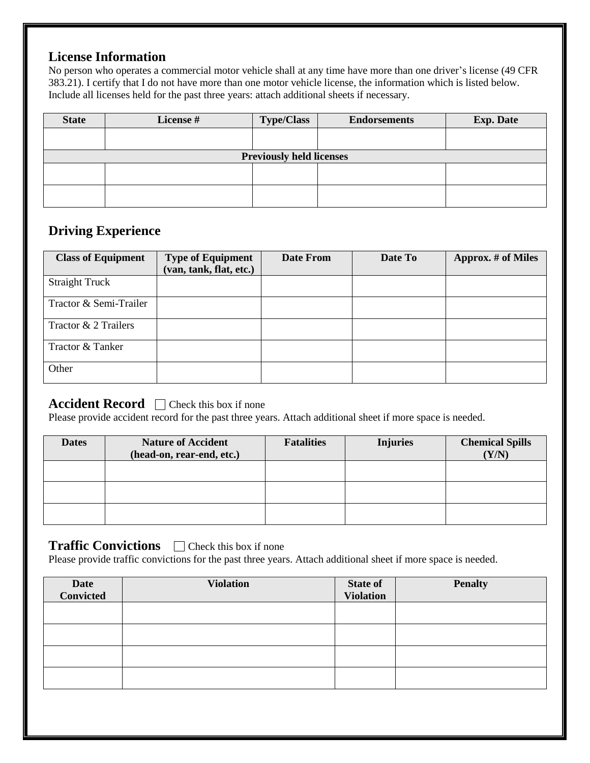## License Information

No person who operates a commercial motor vehicle shall at any time have more than one driver's license (49 CFR 383.21). I certify that I do not have more than one motor vehicle license, the information which is listed below. Include all licenses held for the past three years: attach additional sheets if necessary.

| State | License # | Type/Class | Endorsements | Exp. Date |
|---|---|---|---|---|
| | | | | |
| **Previously held licenses** | | | | |
| | | | | |
| | | | | |

## Driving Experience

| Class of Equipment | Type of Equipment (van, tank, flat, etc.) | Date From | Date To | Approx. # of Miles |
|---|---|---|---|---|
| Straight Truck | | | | |
| Tractor & Semi-Trailer | | | | |
| Tractor & 2 Trailers | | | | |
| Tractor & Tanker | | | | |
| Other | | | | |

## Accident Record ☐ Check this box if none

Please provide accident record for the past three years. Attach additional sheet if more space is needed.

| Dates | Nature of Accident (head-on, rear-end, etc.) | Fatalities | Injuries | Chemical Spills (Y/N) |
|---|---|---|---|---|
| | | | | |
| | | | | |
| | | | | |

## Traffic Convictions ☐ Check this box if none

Please provide traffic convictions for the past three years. Attach additional sheet if more space is needed.

| Date Convicted | Violation | State of Violation | Penalty |
|---|---|---|---|
| | | | |
| | | | |
| | | | |
| | | | |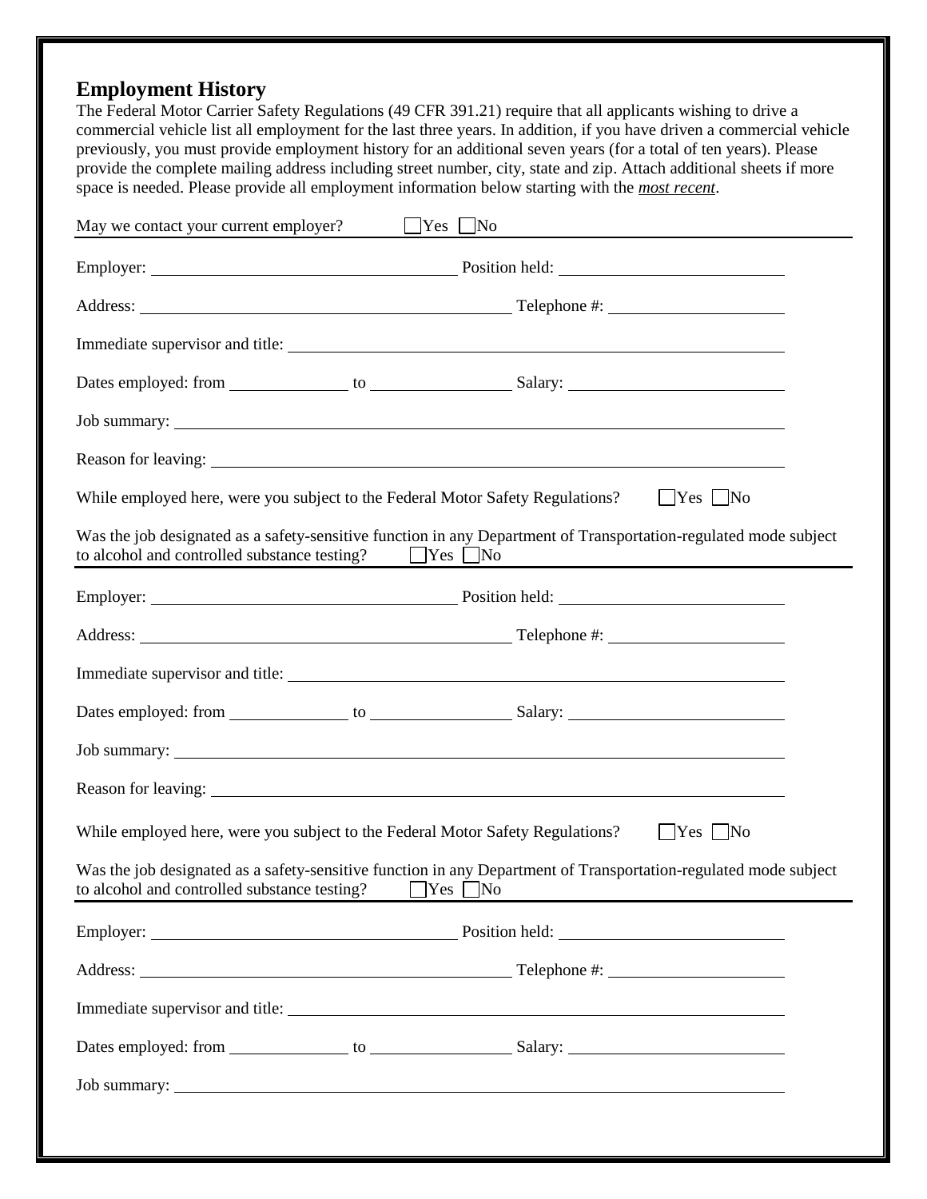## Employment History

The Federal Motor Carrier Safety Regulations (49 CFR 391.21) require that all applicants wishing to drive a commercial vehicle list all employment for the last three years. In addition, if you have driven a commercial vehicle previously, you must provide employment history for an additional seven years (for a total of ten years). Please provide the complete mailing address including street number, city, state and zip. Attach additional sheets if more space is needed. Please provide all employment information below starting with the ***most recent***.

May we contact your current employer? ☐ Yes ☐ No

---

Employer: ______________________ Position held: ______________________

Address: ______________________ Telephone #: ______________________

Immediate supervisor and title: ______________________

Dates employed: from __________ to __________ Salary: ______________________

Job summary: ______________________

Reason for leaving: ______________________

While employed here, were you subject to the Federal Motor Safety Regulations? ☐ Yes ☐ No

Was the job designated as a safety-sensitive function in any Department of Transportation-regulated mode subject to alcohol and controlled substance testing? ☐ Yes ☐ No

---

Employer: ______________________ Position held: ______________________

Address: ______________________ Telephone #: ______________________

Immediate supervisor and title: ______________________

Dates employed: from __________ to __________ Salary: ______________________

Job summary: ______________________

Reason for leaving: ______________________

While employed here, were you subject to the Federal Motor Safety Regulations? ☐ Yes ☐ No

Was the job designated as a safety-sensitive function in any Department of Transportation-regulated mode subject to alcohol and controlled substance testing? ☐ Yes ☐ No

---

Employer: ______________________ Position held: ______________________

Address: ______________________ Telephone #: ______________________

Immediate supervisor and title: ______________________

Dates employed: from __________ to __________ Salary: ______________________

Job summary: ______________________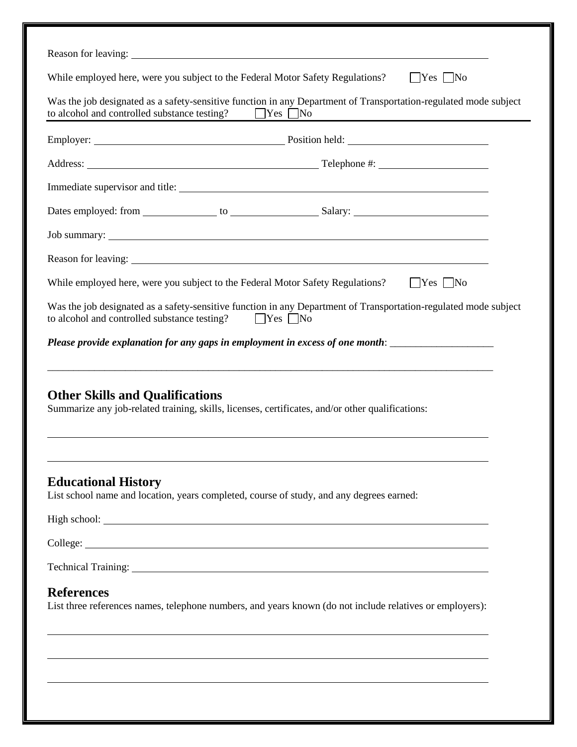Reason for leaving: ______________________________________________

While employed here, were you subject to the Federal Motor Safety Regulations? ☐Yes ☐No

Was the job designated as a safety-sensitive function in any Department of Transportation-regulated mode subject to alcohol and controlled substance testing? ☐Yes ☐No

---

Employer: ______________________ Position held: ______________________

Address: ______________________ Telephone #: ______________________

Immediate supervisor and title: ______________________________________________

Dates employed: from ____________ to ____________ Salary: ______________________

Job summary: ______________________________________________

Reason for leaving: ______________________________________________

While employed here, were you subject to the Federal Motor Safety Regulations? ☐Yes ☐No

Was the job designated as a safety-sensitive function in any Department of Transportation-regulated mode subject to alcohol and controlled substance testing? ☐Yes ☐No

***Please provide explanation for any gaps in employment in excess of one month***: ____________________

______________________________________________________________________________

## Other Skills and Qualifications

Summarize any job-related training, skills, licenses, certificates, and/or other qualifications:

______________________________________________________________________________

______________________________________________________________________________

## Educational History

List school name and location, years completed, course of study, and any degrees earned:

High school: ______________________________________________

College: ______________________________________________

Technical Training: ______________________________________________

## References

List three references names, telephone numbers, and years known (do not include relatives or employers):

______________________________________________________________________________

______________________________________________________________________________

______________________________________________________________________________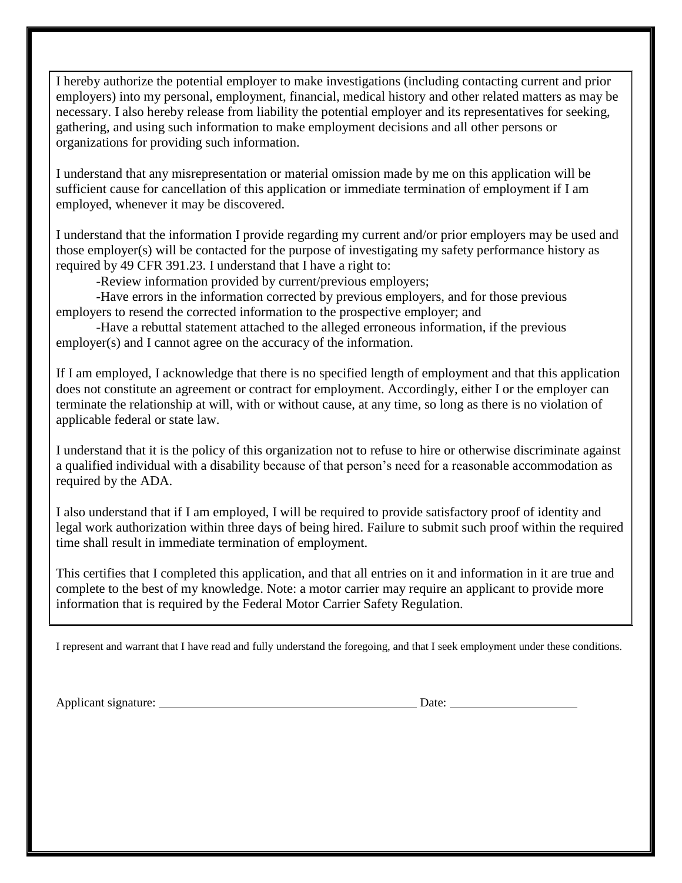I hereby authorize the potential employer to make investigations (including contacting current and prior employers) into my personal, employment, financial, medical history and other related matters as may be necessary. I also hereby release from liability the potential employer and its representatives for seeking, gathering, and using such information to make employment decisions and all other persons or organizations for providing such information.

I understand that any misrepresentation or material omission made by me on this application will be sufficient cause for cancellation of this application or immediate termination of employment if I am employed, whenever it may be discovered.

I understand that the information I provide regarding my current and/or prior employers may be used and those employer(s) will be contacted for the purpose of investigating my safety performance history as required by 49 CFR 391.23. I understand that I have a right to:

-Review information provided by current/previous employers;

-Have errors in the information corrected by previous employers, and for those previous employers to resend the corrected information to the prospective employer; and

-Have a rebuttal statement attached to the alleged erroneous information, if the previous employer(s) and I cannot agree on the accuracy of the information.

If I am employed, I acknowledge that there is no specified length of employment and that this application does not constitute an agreement or contract for employment. Accordingly, either I or the employer can terminate the relationship at will, with or without cause, at any time, so long as there is no violation of applicable federal or state law.

I understand that it is the policy of this organization not to refuse to hire or otherwise discriminate against a qualified individual with a disability because of that person's need for a reasonable accommodation as required by the ADA.

I also understand that if I am employed, I will be required to provide satisfactory proof of identity and legal work authorization within three days of being hired. Failure to submit such proof within the required time shall result in immediate termination of employment.

This certifies that I completed this application, and that all entries on it and information in it are true and complete to the best of my knowledge. Note: a motor carrier may require an applicant to provide more information that is required by the Federal Motor Carrier Safety Regulation.

I represent and warrant that I have read and fully understand the foregoing, and that I seek employment under these conditions.

Applicant signature: ______________________________ Date: ________________